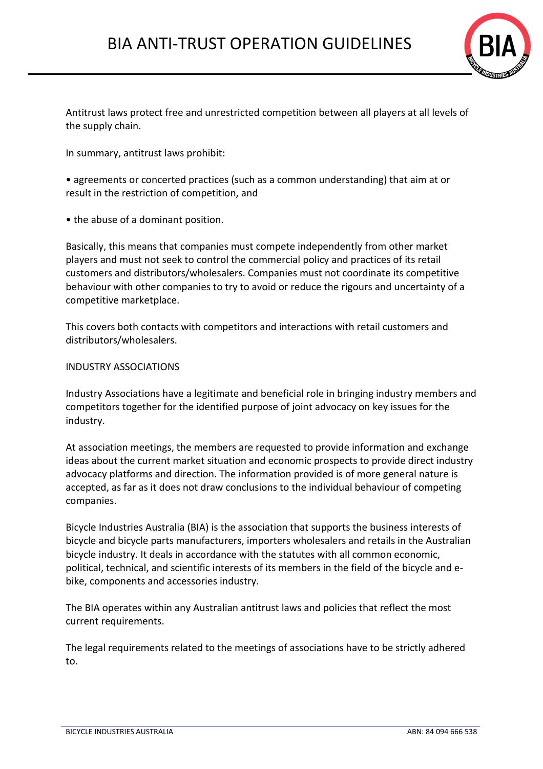# BIA ANTI-TRUST OPERATION GUIDELINES

Antitrust laws protect free and unrestricted competition between all players at all levels of the supply chain.

In summary, antitrust laws prohibit:

• agreements or concerted practices (such as a common understanding) that aim at or result in the restriction of competition, and

• the abuse of a dominant position.

Basically, this means that companies must compete independently from other market players and must not seek to control the commercial policy and practices of its retail customers and distributors/wholesalers. Companies must not coordinate its competitive behaviour with other companies to try to avoid or reduce the rigours and uncertainty of a competitive marketplace.

This covers both contacts with competitors and interactions with retail customers and distributors/wholesalers.

## INDUSTRY ASSOCIATIONS

Industry Associations have a legitimate and beneficial role in bringing industry members and competitors together for the identified purpose of joint advocacy on key issues for the industry.

At association meetings, the members are requested to provide information and exchange ideas about the current market situation and economic prospects to provide direct industry advocacy platforms and direction. The information provided is of more general nature is accepted, as far as it does not draw conclusions to the individual behaviour of competing companies.

Bicycle Industries Australia (BIA) is the association that supports the business interests of bicycle and bicycle parts manufacturers, importers wholesalers and retails in the Australian bicycle industry. It deals in accordance with the statutes with all common economic, political, technical, and scientific interests of its members in the field of the bicycle and e-bike, components and accessories industry.

The BIA operates within any Australian antitrust laws and policies that reflect the most current requirements.

The legal requirements related to the meetings of associations have to be strictly adhered to.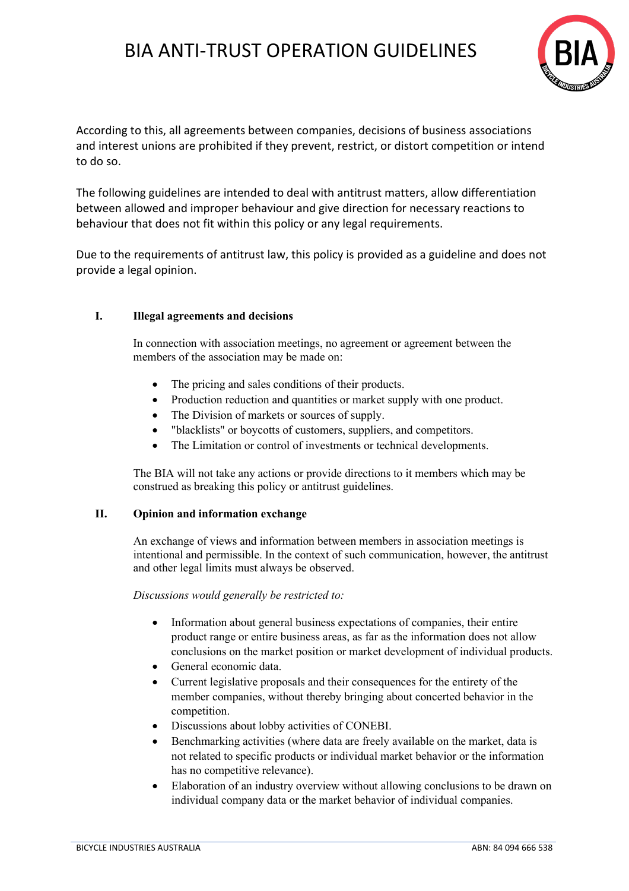# BIA ANTI-TRUST OPERATION GUIDELINES

According to this, all agreements between companies, decisions of business associations and interest unions are prohibited if they prevent, restrict, or distort competition or intend to do so.

The following guidelines are intended to deal with antitrust matters, allow differentiation between allowed and improper behaviour and give direction for necessary reactions to behaviour that does not fit within this policy or any legal requirements.

Due to the requirements of antitrust law, this policy is provided as a guideline and does not provide a legal opinion.

## I. Illegal agreements and decisions

In connection with association meetings, no agreement or agreement between the members of the association may be made on:

- The pricing and sales conditions of their products.
- Production reduction and quantities or market supply with one product.
- The Division of markets or sources of supply.
- "blacklists" or boycotts of customers, suppliers, and competitors.
- The Limitation or control of investments or technical developments.

The BIA will not take any actions or provide directions to it members which may be construed as breaking this policy or antitrust guidelines.

## II. Opinion and information exchange

An exchange of views and information between members in association meetings is intentional and permissible. In the context of such communication, however, the antitrust and other legal limits must always be observed.

*Discussions would generally be restricted to:*

- Information about general business expectations of companies, their entire product range or entire business areas, as far as the information does not allow conclusions on the market position or market development of individual products.
- General economic data.
- Current legislative proposals and their consequences for the entirety of the member companies, without thereby bringing about concerted behavior in the competition.
- Discussions about lobby activities of CONEBI.
- Benchmarking activities (where data are freely available on the market, data is not related to specific products or individual market behavior or the information has no competitive relevance).
- Elaboration of an industry overview without allowing conclusions to be drawn on individual company data or the market behavior of individual companies.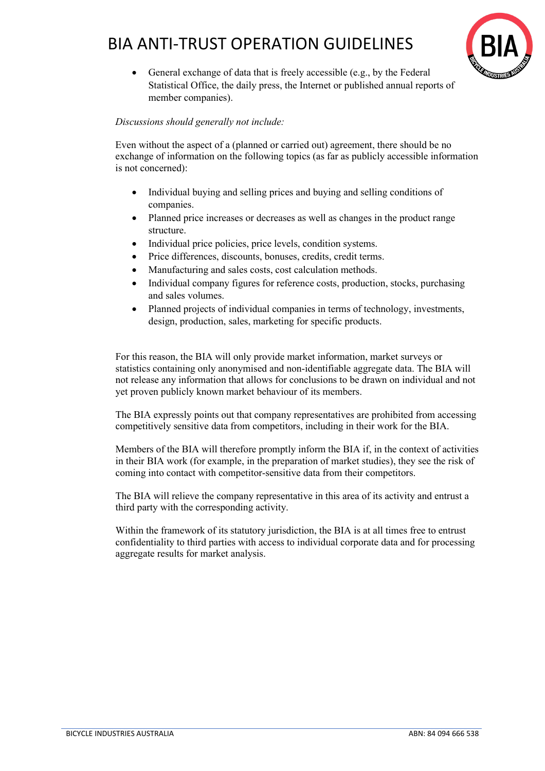- General exchange of data that is freely accessible (e.g., by the Federal Statistical Office, the daily press, the Internet or published annual reports of member companies).

*Discussions should generally not include:*

Even without the aspect of a (planned or carried out) agreement, there should be no exchange of information on the following topics (as far as publicly accessible information is not concerned):

- Individual buying and selling prices and buying and selling conditions of companies.
- Planned price increases or decreases as well as changes in the product range structure.
- Individual price policies, price levels, condition systems.
- Price differences, discounts, bonuses, credits, credit terms.
- Manufacturing and sales costs, cost calculation methods.
- Individual company figures for reference costs, production, stocks, purchasing and sales volumes.
- Planned projects of individual companies in terms of technology, investments, design, production, sales, marketing for specific products.

For this reason, the BIA will only provide market information, market surveys or statistics containing only anonymised and non-identifiable aggregate data. The BIA will not release any information that allows for conclusions to be drawn on individual and not yet proven publicly known market behaviour of its members.

The BIA expressly points out that company representatives are prohibited from accessing competitively sensitive data from competitors, including in their work for the BIA.

Members of the BIA will therefore promptly inform the BIA if, in the context of activities in their BIA work (for example, in the preparation of market studies), they see the risk of coming into contact with competitor-sensitive data from their competitors.

The BIA will relieve the company representative in this area of its activity and entrust a third party with the corresponding activity.

Within the framework of its statutory jurisdiction, the BIA is at all times free to entrust confidentiality to third parties with access to individual corporate data and for processing aggregate results for market analysis.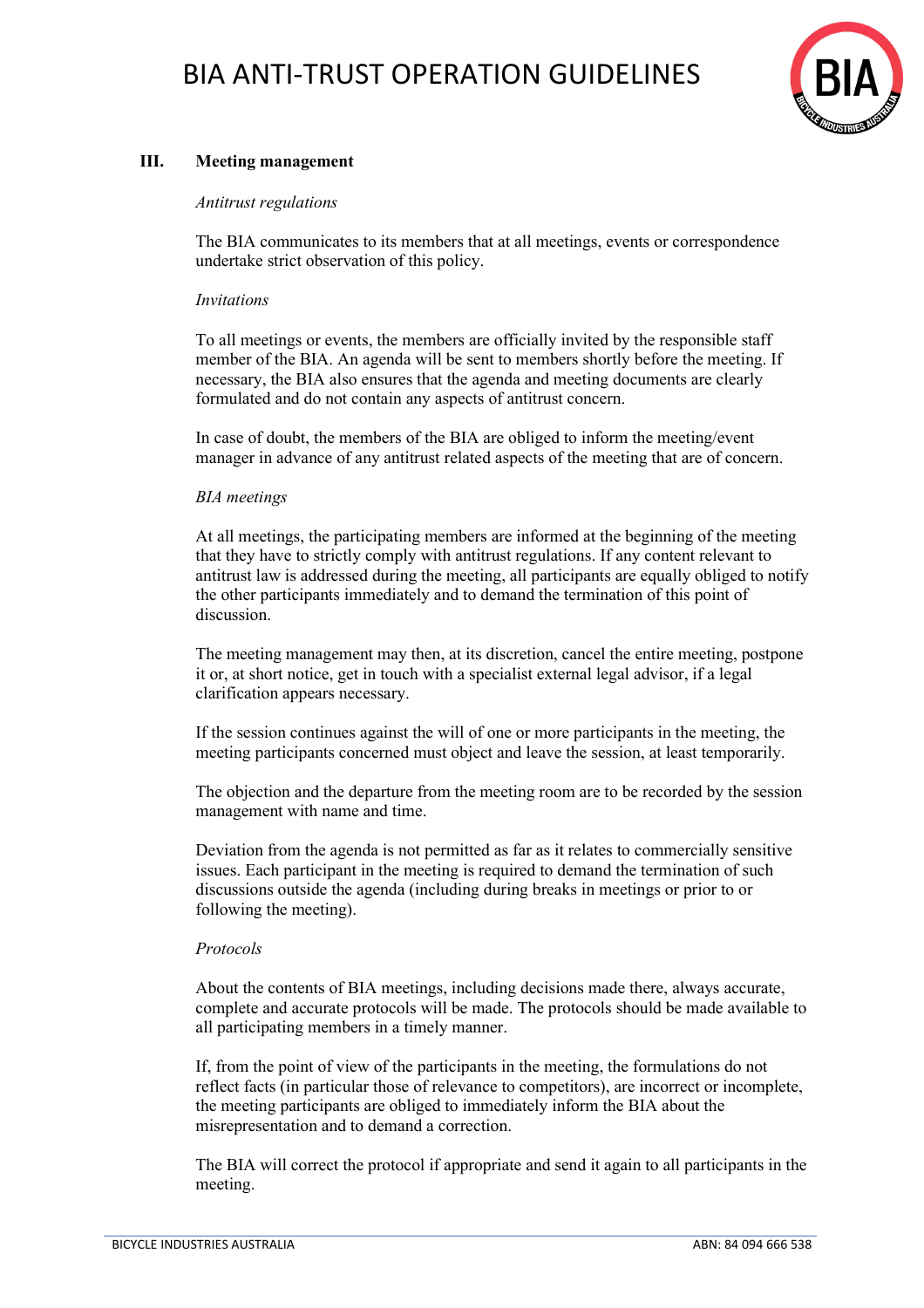## III. Meeting management

*Antitrust regulations*

The BIA communicates to its members that at all meetings, events or correspondence undertake strict observation of this policy.

*Invitations*

To all meetings or events, the members are officially invited by the responsible staff member of the BIA. An agenda will be sent to members shortly before the meeting. If necessary, the BIA also ensures that the agenda and meeting documents are clearly formulated and do not contain any aspects of antitrust concern.

In case of doubt, the members of the BIA are obliged to inform the meeting/event manager in advance of any antitrust related aspects of the meeting that are of concern.

*BIA meetings*

At all meetings, the participating members are informed at the beginning of the meeting that they have to strictly comply with antitrust regulations. If any content relevant to antitrust law is addressed during the meeting, all participants are equally obliged to notify the other participants immediately and to demand the termination of this point of discussion.

The meeting management may then, at its discretion, cancel the entire meeting, postpone it or, at short notice, get in touch with a specialist external legal advisor, if a legal clarification appears necessary.

If the session continues against the will of one or more participants in the meeting, the meeting participants concerned must object and leave the session, at least temporarily.

The objection and the departure from the meeting room are to be recorded by the session management with name and time.

Deviation from the agenda is not permitted as far as it relates to commercially sensitive issues. Each participant in the meeting is required to demand the termination of such discussions outside the agenda (including during breaks in meetings or prior to or following the meeting).

*Protocols*

About the contents of BIA meetings, including decisions made there, always accurate, complete and accurate protocols will be made. The protocols should be made available to all participating members in a timely manner.

If, from the point of view of the participants in the meeting, the formulations do not reflect facts (in particular those of relevance to competitors), are incorrect or incomplete, the meeting participants are obliged to immediately inform the BIA about the misrepresentation and to demand a correction.

The BIA will correct the protocol if appropriate and send it again to all participants in the meeting.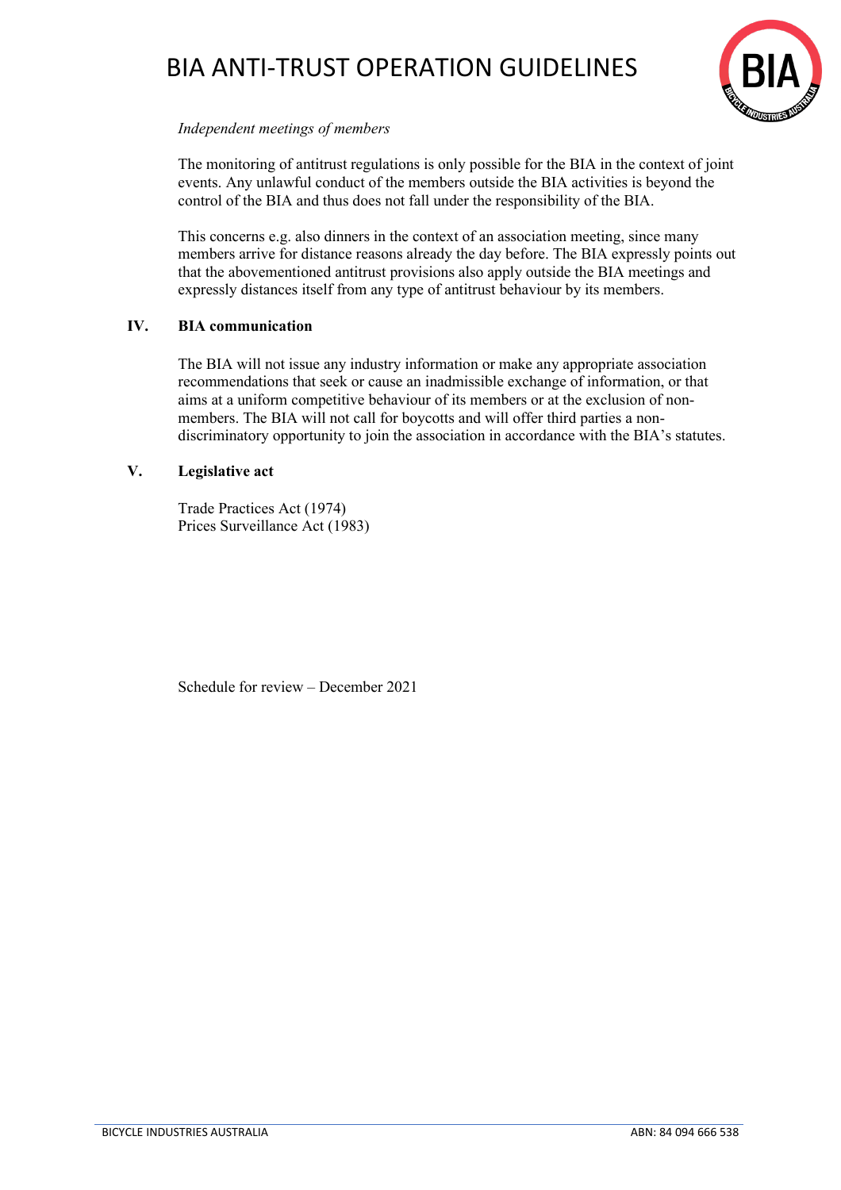*Independent meetings of members*

The monitoring of antitrust regulations is only possible for the BIA in the context of joint events. Any unlawful conduct of the members outside the BIA activities is beyond the control of the BIA and thus does not fall under the responsibility of the BIA.

This concerns e.g. also dinners in the context of an association meeting, since many members arrive for distance reasons already the day before. The BIA expressly points out that the abovementioned antitrust provisions also apply outside the BIA meetings and expressly distances itself from any type of antitrust behaviour by its members.

## IV. BIA communication

The BIA will not issue any industry information or make any appropriate association recommendations that seek or cause an inadmissible exchange of information, or that aims at a uniform competitive behaviour of its members or at the exclusion of non-members. The BIA will not call for boycotts and will offer third parties a non-discriminatory opportunity to join the association in accordance with the BIA's statutes.

## V. Legislative act

Trade Practices Act (1974)
Prices Surveillance Act (1983)

Schedule for review – December 2021